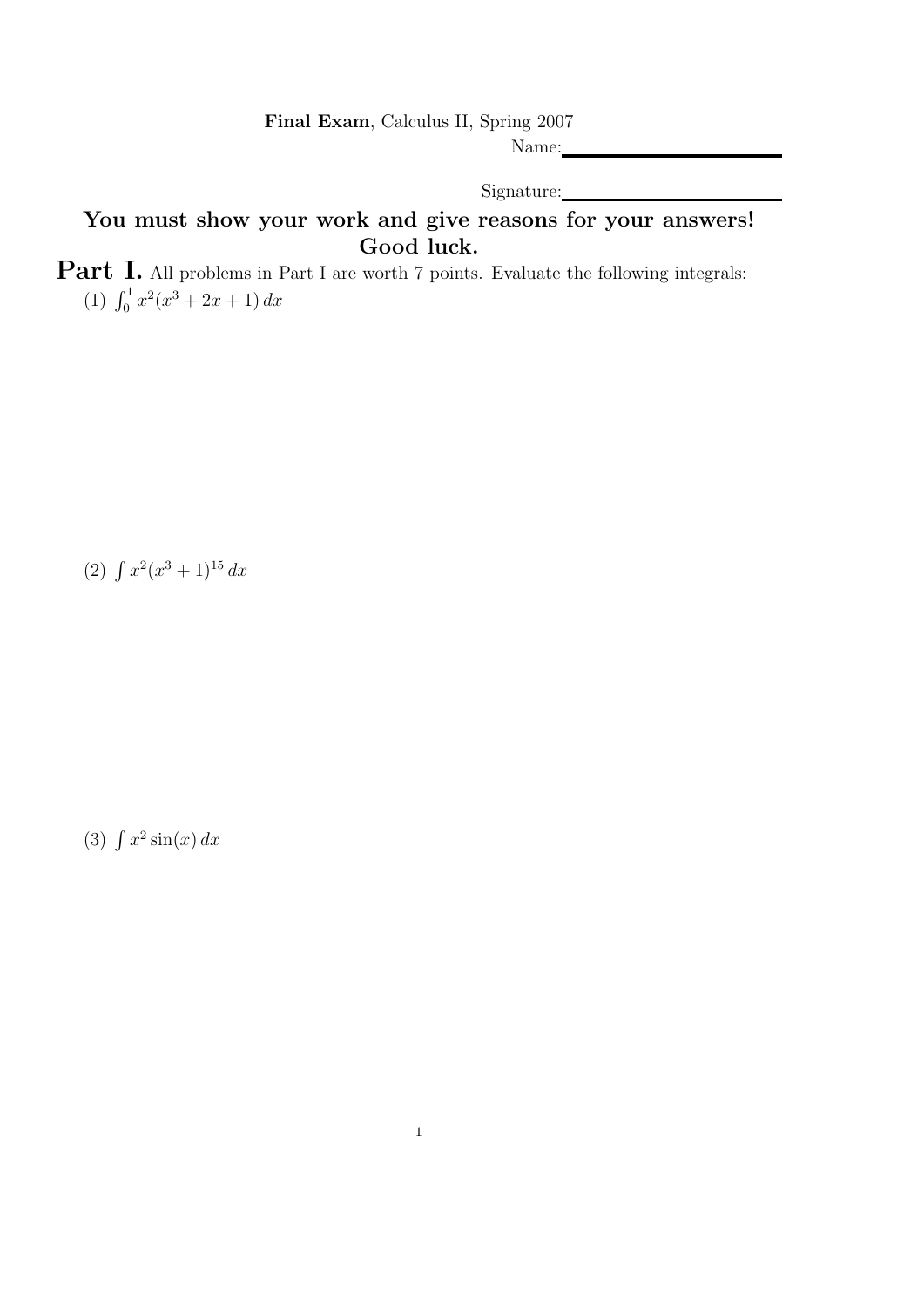**Final Exam**, Calculus II, Spring 2007

Name:

Signature:

## You must show your work and give reasons for your answers! Good luck.

**Part I.** All problems in Part I are worth 7 points. Evaluate the following integrals:

(1) $\int_0^1 x^2(x^3 + 2x + 1)\, dx$

(2) $\int x^2(x^3 + 1)^{15}\, dx$

(3) $\int x^2 \sin(x)\, dx$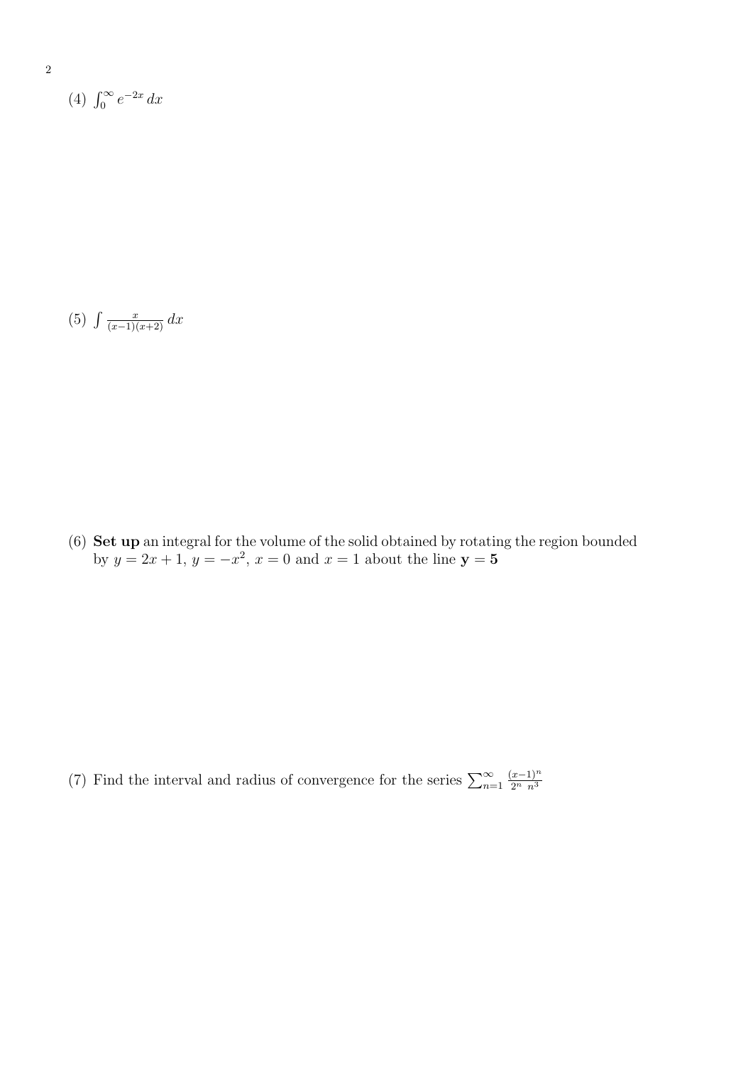(4) $\int_0^\infty e^{-2x}\,dx$

(5) $\int \frac{x}{(x-1)(x+2)}\,dx$

(6) **Set up** an integral for the volume of the solid obtained by rotating the region bounded by $y = 2x + 1$, $y = -x^2$, $x = 0$ and $x = 1$ about the line $\mathbf{y = 5}$

(7) Find the interval and radius of convergence for the series $\sum_{n=1}^{\infty} \frac{(x-1)^n}{2^n\ n^3}$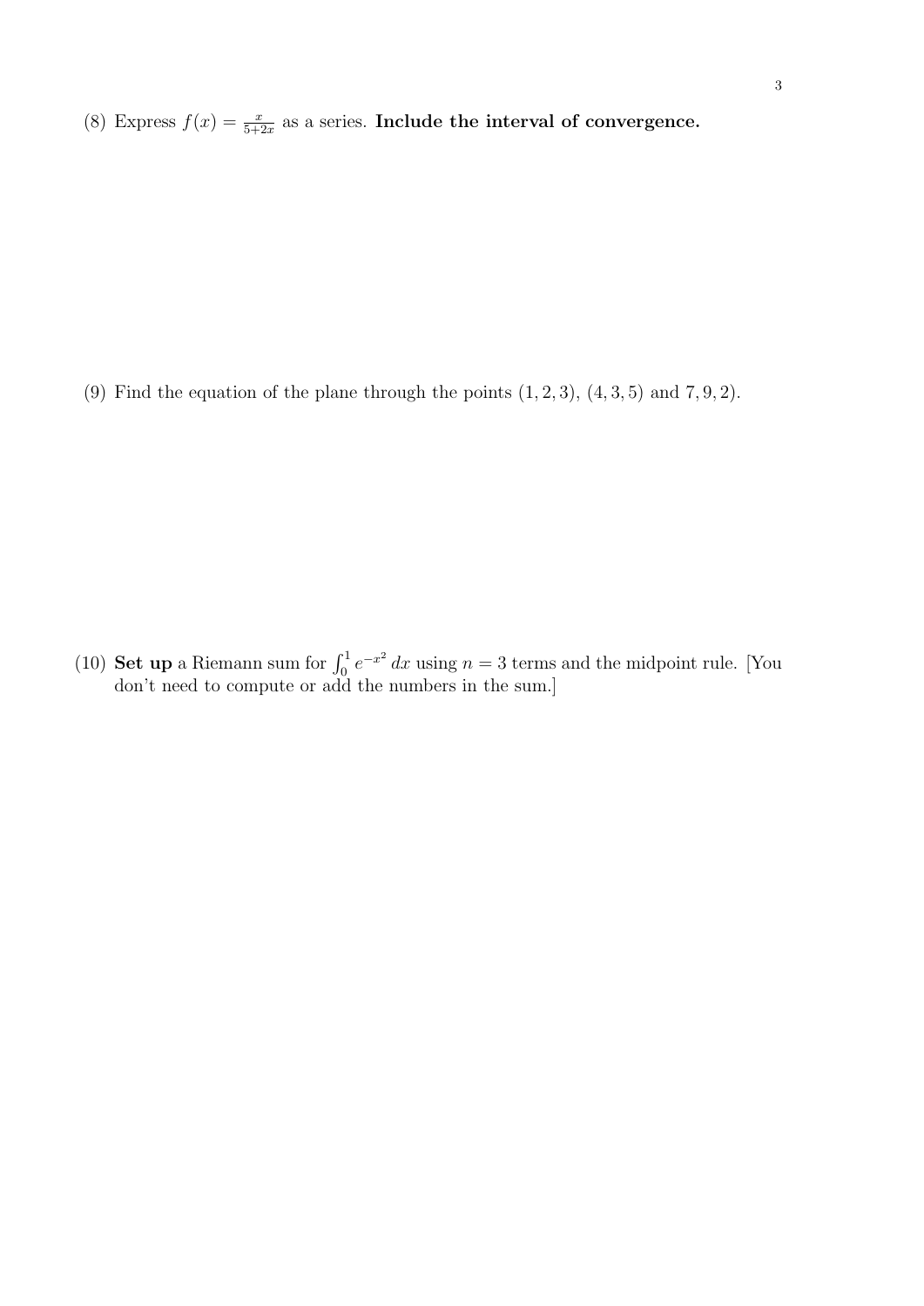(8) Express $f(x) = \frac{x}{5+2x}$ as a series. **Include the interval of convergence.**

(9) Find the equation of the plane through the points $(1, 2, 3)$, $(4, 3, 5)$ and $7, 9, 2)$.

(10) **Set up** a Riemann sum for $\int_0^1 e^{-x^2}\, dx$ using $n = 3$ terms and the midpoint rule. [You don't need to compute or add the numbers in the sum.]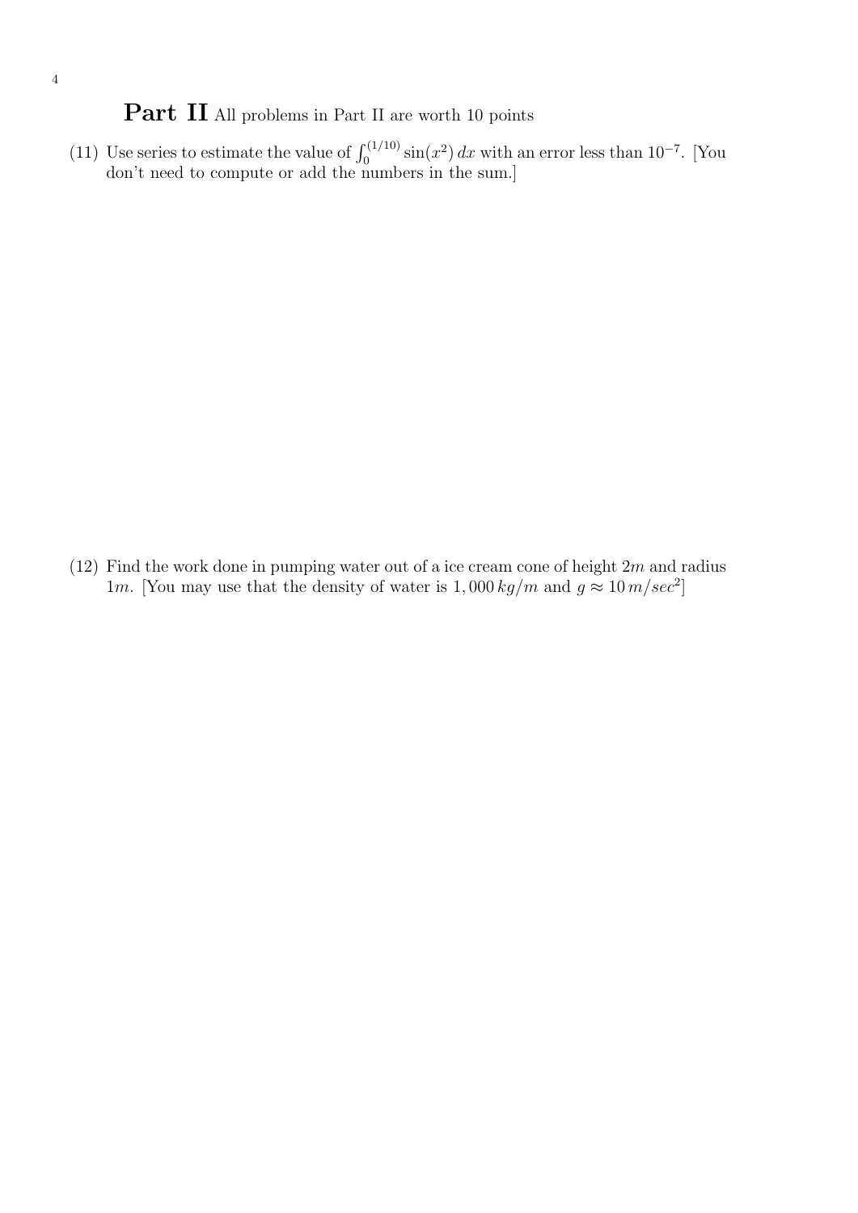# **Part II** All problems in Part II are worth 10 points

(11) Use series to estimate the value of $\int_0^{(1/10)} \sin(x^2)\,dx$ with an error less than $10^{-7}$. [You don't need to compute or add the numbers in the sum.]

(12) Find the work done in pumping water out of a ice cream cone of height $2m$ and radius $1m$. [You may use that the density of water is $1,000\,kg/m$ and $g \approx 10\,m/sec^2$]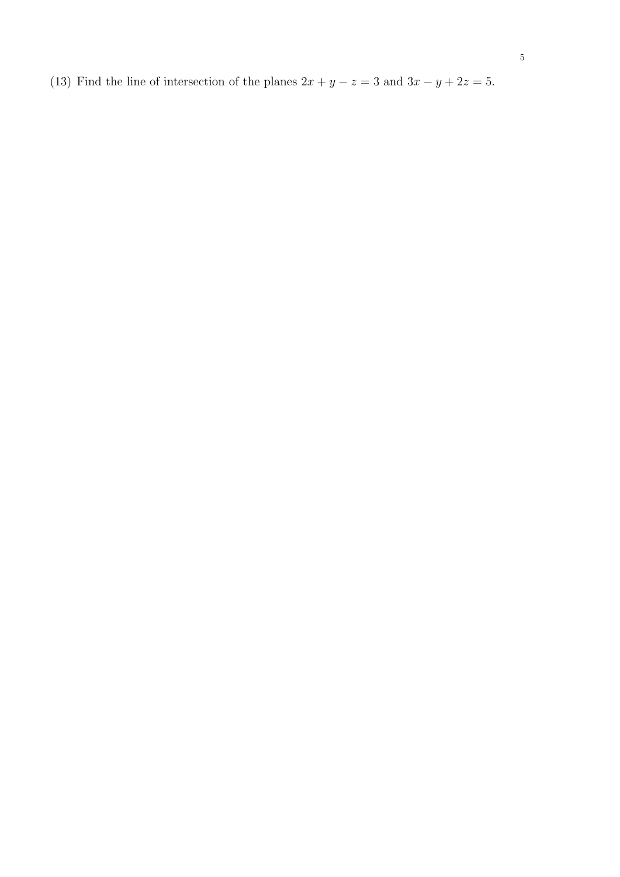(13) Find the line of intersection of the planes $2x + y - z = 3$ and $3x - y + 2z = 5$.